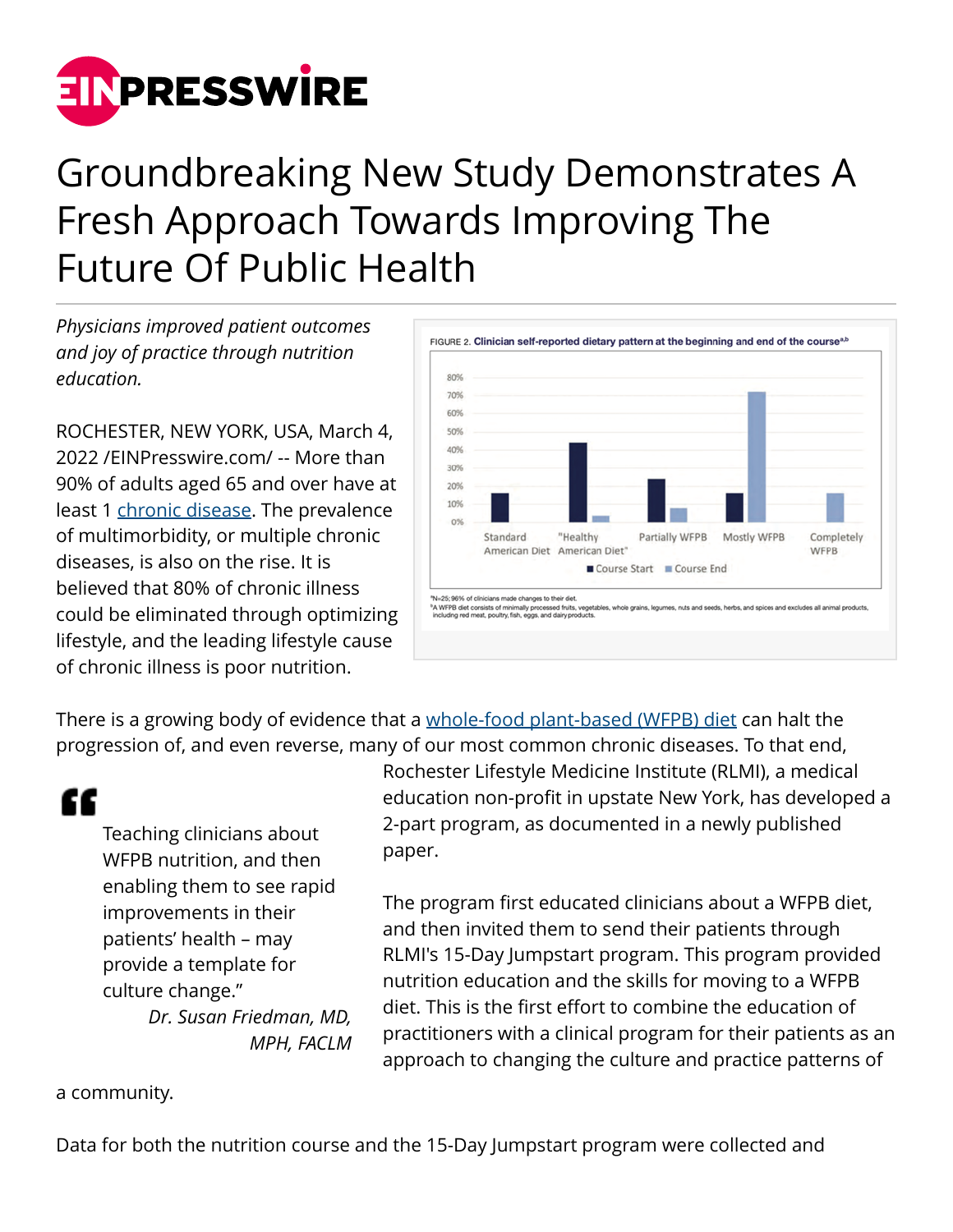# Groundbreaking New Study Demonstrates A Fresh Approach Towards Improving The Future Of Public Health

*Physicians improved patient outcomes and joy of practice through nutrition education.*

ROCHESTER, NEW YORK, USA, March 4, 2022 /EINPresswire.com/ -- More than 90% of adults aged 65 and over have at least 1 chronic disease. The prevalence of multimorbidity, or multiple chronic diseases, is also on the rise. It is believed that 80% of chronic illness could be eliminated through optimizing lifestyle, and the leading lifestyle cause of chronic illness is poor nutrition.

FIGURE 2. **Clinician self-reported dietary pattern at the beginning and end of the course**[a,b]

[a]N=25; 96% of clinicians made changes to their diet.
[b]A WFPB diet consists of minimally processed fruits, vegetables, whole grains, legumes, nuts and seeds, herbs, and spices and excludes all animal products, including red meat, poultry, fish, eggs, and dairy products.

There is a growing body of evidence that a whole-food plant-based (WFPB) diet can halt the progression of, and even reverse, many of our most common chronic diseases. To that end, Rochester Lifestyle Medicine Institute (RLMI), a medical education non-profit in upstate New York, has developed a 2-part program, as documented in a newly published paper.

> "Teaching clinicians about WFPB nutrition, and then enabling them to see rapid improvements in their patients' health – may provide a template for culture change."
>
> *Dr. Susan Friedman, MD, MPH, FACLM*

The program first educated clinicians about a WFPB diet, and then invited them to send their patients through RLMI's 15-Day Jumpstart program. This program provided nutrition education and the skills for moving to a WFPB diet. This is the first effort to combine the education of practitioners with a clinical program for their patients as an approach to changing the culture and practice patterns of a community.

Data for both the nutrition course and the 15-Day Jumpstart program were collected and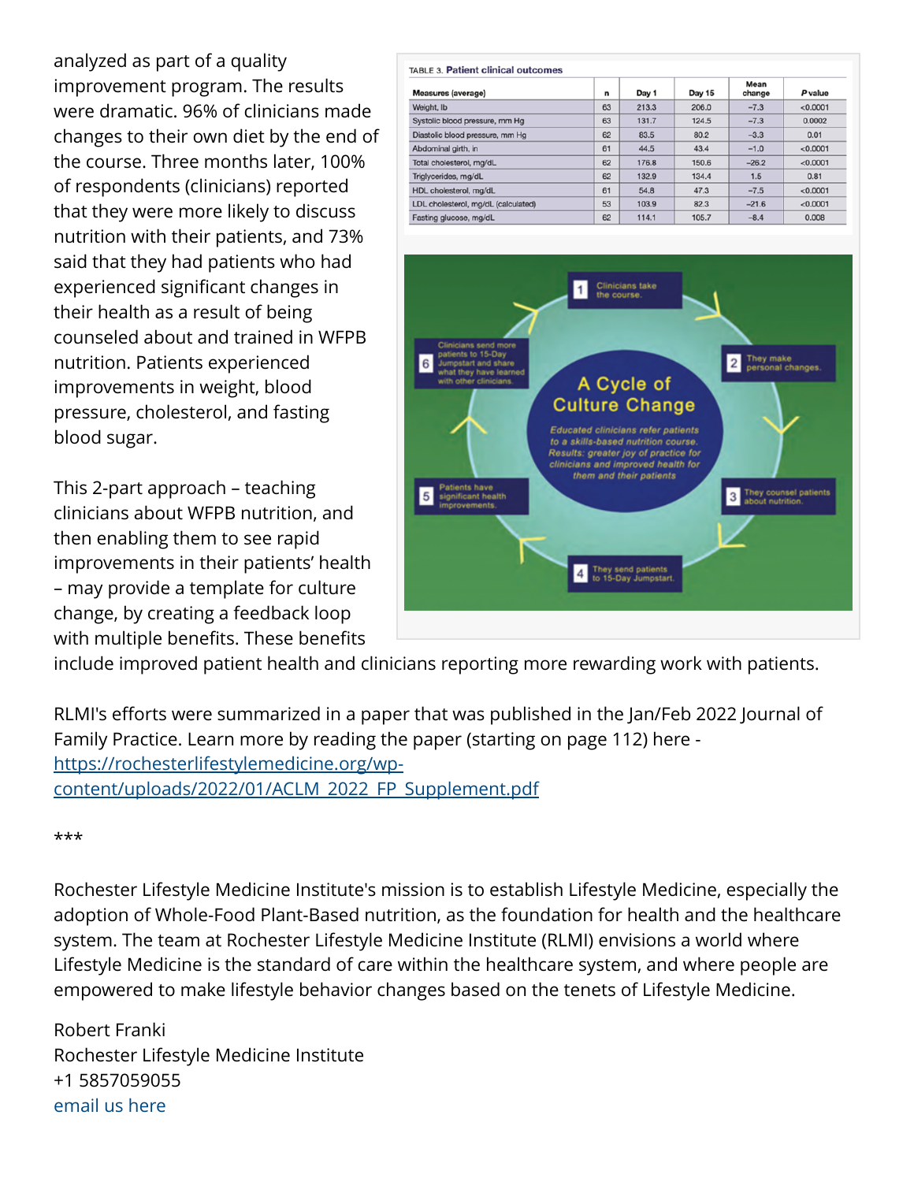analyzed as part of a quality improvement program. The results were dramatic. 96% of clinicians made changes to their own diet by the end of the course. Three months later, 100% of respondents (clinicians) reported that they were more likely to discuss nutrition with their patients, and 73% said that they had patients who had experienced significant changes in their health as a result of being counseled about and trained in WFPB nutrition. Patients experienced improvements in weight, blood pressure, cholesterol, and fasting blood sugar.

TABLE 3. Patient clinical outcomes

| Measures (average) | n | Day 1 | Day 15 | Mean change | P value |
|---|---|---|---|---|---|
| Weight, lb | 63 | 213.3 | 206.0 | −7.3 | <0.0001 |
| Systolic blood pressure, mm Hg | 63 | 131.7 | 124.5 | −7.3 | 0.0002 |
| Diastolic blood pressure, mm Hg | 62 | 83.5 | 80.2 | −3.3 | 0.01 |
| Abdominal girth, in | 61 | 44.5 | 43.4 | −1.0 | <0.0001 |
| Total cholesterol, mg/dL | 62 | 176.8 | 150.6 | −26.2 | <0.0001 |
| Triglycerides, mg/dL | 62 | 132.9 | 134.4 | 1.5 | 0.81 |
| HDL cholesterol, mg/dL | 61 | 54.8 | 47.3 | −7.5 | <0.0001 |
| LDL cholesterol, mg/dL (calculated) | 53 | 103.9 | 82.3 | −21.6 | <0.0001 |
| Fasting glucose, mg/dL | 62 | 114.1 | 105.7 | −8.4 | 0.008 |

**A Cycle of Culture Change**

*Educated clinicians refer patients to a skills-based nutrition course. Results: greater joy of practice for clinicians and improved health for them and their patients*

1. Clinicians take the course.
2. They make personal changes.
3. They counsel patients about nutrition.
4. They send patients to 15-Day Jumpstart.
5. Patients have significant health improvements.
6. Clinicians send more patients to 15-Day Jumpstart and share what they have learned with other clinicians.

This 2-part approach – teaching clinicians about WFPB nutrition, and then enabling them to see rapid improvements in their patients' health – may provide a template for culture change, by creating a feedback loop with multiple benefits. These benefits include improved patient health and clinicians reporting more rewarding work with patients.

RLMI's efforts were summarized in a paper that was published in the Jan/Feb 2022 Journal of Family Practice. Learn more by reading the paper (starting on page 112) here - [https://rochesterlifestylemedicine.org/wp-content/uploads/2022/01/ACLM_2022_FP_Supplement.pdf](https://rochesterlifestylemedicine.org/wp-content/uploads/2022/01/ACLM_2022_FP_Supplement.pdf)

***

Rochester Lifestyle Medicine Institute's mission is to establish Lifestyle Medicine, especially the adoption of Whole-Food Plant-Based nutrition, as the foundation for health and the healthcare system. The team at Rochester Lifestyle Medicine Institute (RLMI) envisions a world where Lifestyle Medicine is the standard of care within the healthcare system, and where people are empowered to make lifestyle behavior changes based on the tenets of Lifestyle Medicine.

Robert Franki
Rochester Lifestyle Medicine Institute
+1 5857059055
email us here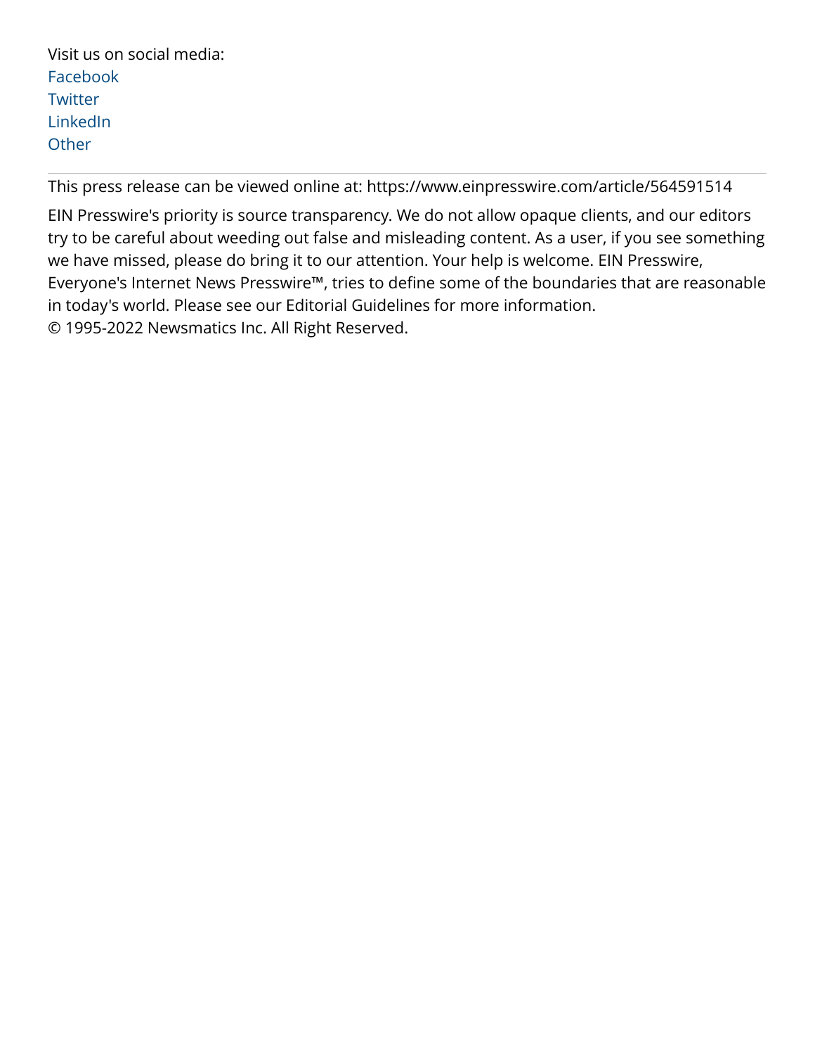Visit us on social media:
Facebook
Twitter
LinkedIn
Other

---

This press release can be viewed online at: https://www.einpresswire.com/article/564591514

EIN Presswire's priority is source transparency. We do not allow opaque clients, and our editors try to be careful about weeding out false and misleading content. As a user, if you see something we have missed, please do bring it to our attention. Your help is welcome. EIN Presswire, Everyone's Internet News Presswire™, tries to define some of the boundaries that are reasonable in today's world. Please see our Editorial Guidelines for more information.
© 1995-2022 Newsmatics Inc. All Right Reserved.